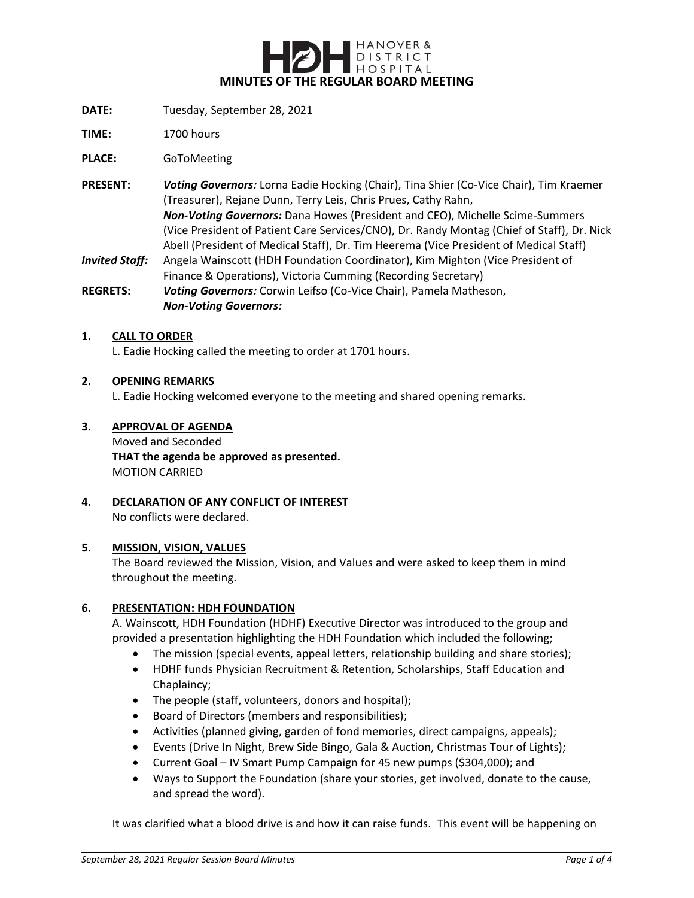# MINUTES OF THE REGULAR BOARD MEETING

**DATE:** Tuesday, September 28, 2021

**TIME:** 1700 hours

**PLACE:** GoToMeeting

**PRESENT:** ***Voting Governors:*** Lorna Eadie Hocking (Chair), Tina Shier (Co-Vice Chair), Tim Kraemer (Treasurer), Rejane Dunn, Terry Leis, Chris Prues, Cathy Rahn,
***Non-Voting Governors:*** Dana Howes (President and CEO), Michelle Scime-Summers (Vice President of Patient Care Services/CNO), Dr. Randy Montag (Chief of Staff), Dr. Nick Abell (President of Medical Staff), Dr. Tim Heerema (Vice President of Medical Staff)

***Invited Staff:*** Angela Wainscott (HDH Foundation Coordinator), Kim Mighton (Vice President of Finance & Operations), Victoria Cumming (Recording Secretary)

**REGRETS:** ***Voting Governors:*** Corwin Leifso (Co-Vice Chair), Pamela Matheson,
***Non-Voting Governors:***

## 1. CALL TO ORDER

L. Eadie Hocking called the meeting to order at 1701 hours.

## 2. OPENING REMARKS

L. Eadie Hocking welcomed everyone to the meeting and shared opening remarks.

## 3. APPROVAL OF AGENDA

Moved and Seconded
**THAT the agenda be approved as presented.**
MOTION CARRIED

## 4. DECLARATION OF ANY CONFLICT OF INTEREST

No conflicts were declared.

## 5. MISSION, VISION, VALUES

The Board reviewed the Mission, Vision, and Values and were asked to keep them in mind throughout the meeting.

## 6. PRESENTATION: HDH FOUNDATION

A. Wainscott, HDH Foundation (HDHF) Executive Director was introduced to the group and provided a presentation highlighting the HDH Foundation which included the following;

- The mission (special events, appeal letters, relationship building and share stories);
- HDHF funds Physician Recruitment & Retention, Scholarships, Staff Education and Chaplaincy;
- The people (staff, volunteers, donors and hospital);
- Board of Directors (members and responsibilities);
- Activities (planned giving, garden of fond memories, direct campaigns, appeals);
- Events (Drive In Night, Brew Side Bingo, Gala & Auction, Christmas Tour of Lights);
- Current Goal – IV Smart Pump Campaign for 45 new pumps ($304,000); and
- Ways to Support the Foundation (share your stories, get involved, donate to the cause, and spread the word).

It was clarified what a blood drive is and how it can raise funds. This event will be happening on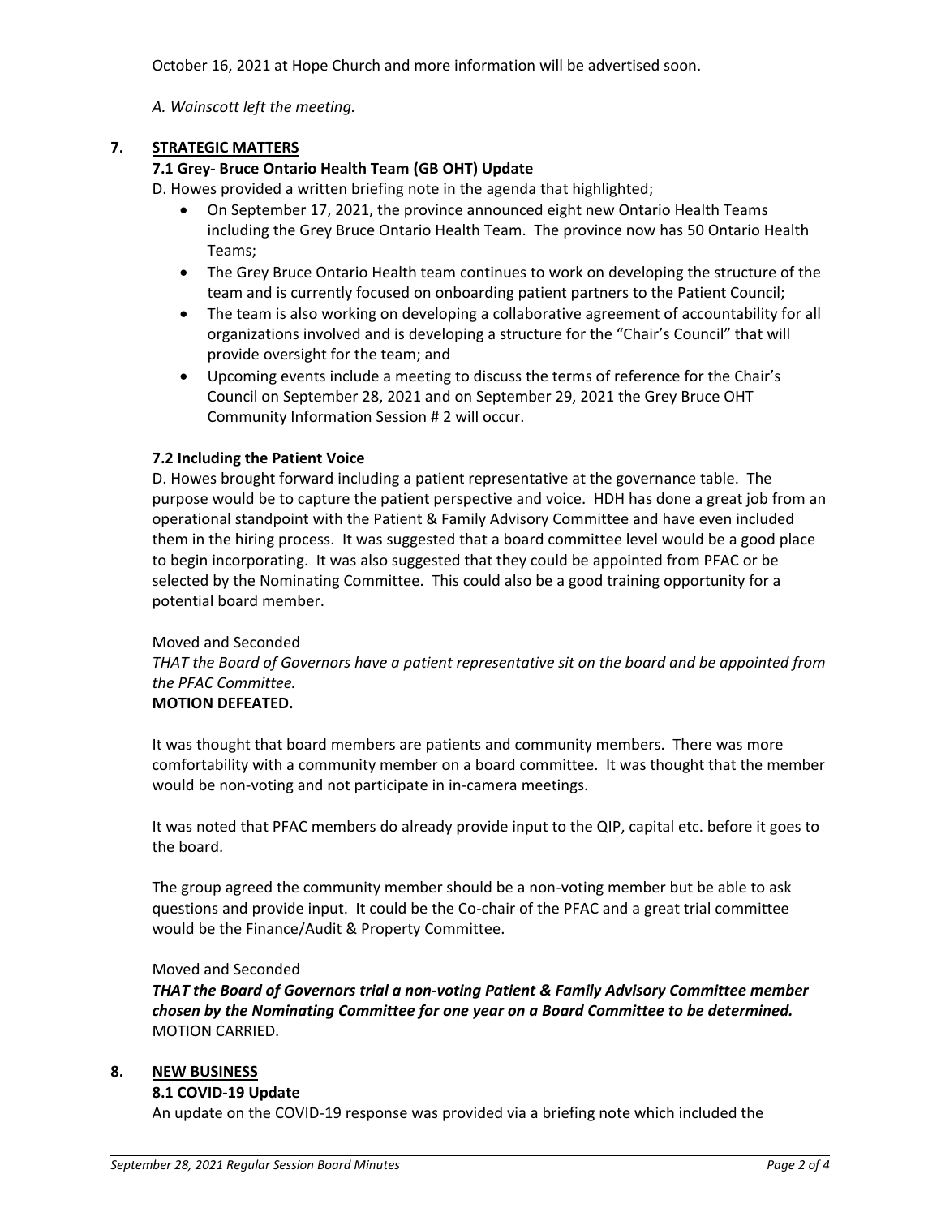October 16, 2021 at Hope Church and more information will be advertised soon.

*A. Wainscott left the meeting.*

## 7. STRATEGIC MATTERS

### 7.1 Grey- Bruce Ontario Health Team (GB OHT) Update

D. Howes provided a written briefing note in the agenda that highlighted;

- On September 17, 2021, the province announced eight new Ontario Health Teams including the Grey Bruce Ontario Health Team. The province now has 50 Ontario Health Teams;
- The Grey Bruce Ontario Health team continues to work on developing the structure of the team and is currently focused on onboarding patient partners to the Patient Council;
- The team is also working on developing a collaborative agreement of accountability for all organizations involved and is developing a structure for the "Chair's Council" that will provide oversight for the team; and
- Upcoming events include a meeting to discuss the terms of reference for the Chair's Council on September 28, 2021 and on September 29, 2021 the Grey Bruce OHT Community Information Session # 2 will occur.

### 7.2 Including the Patient Voice

D. Howes brought forward including a patient representative at the governance table. The purpose would be to capture the patient perspective and voice. HDH has done a great job from an operational standpoint with the Patient & Family Advisory Committee and have even included them in the hiring process. It was suggested that a board committee level would be a good place to begin incorporating. It was also suggested that they could be appointed from PFAC or be selected by the Nominating Committee. This could also be a good training opportunity for a potential board member.

Moved and Seconded
*THAT the Board of Governors have a patient representative sit on the board and be appointed from the PFAC Committee.*
**MOTION DEFEATED.**

It was thought that board members are patients and community members. There was more comfortability with a community member on a board committee. It was thought that the member would be non-voting and not participate in in-camera meetings.

It was noted that PFAC members do already provide input to the QIP, capital etc. before it goes to the board.

The group agreed the community member should be a non-voting member but be able to ask questions and provide input. It could be the Co-chair of the PFAC and a great trial committee would be the Finance/Audit & Property Committee.

Moved and Seconded
***THAT the Board of Governors trial a non-voting Patient & Family Advisory Committee member chosen by the Nominating Committee for one year on a Board Committee to be determined.***
MOTION CARRIED.

## 8. NEW BUSINESS

### 8.1 COVID-19 Update

An update on the COVID-19 response was provided via a briefing note which included the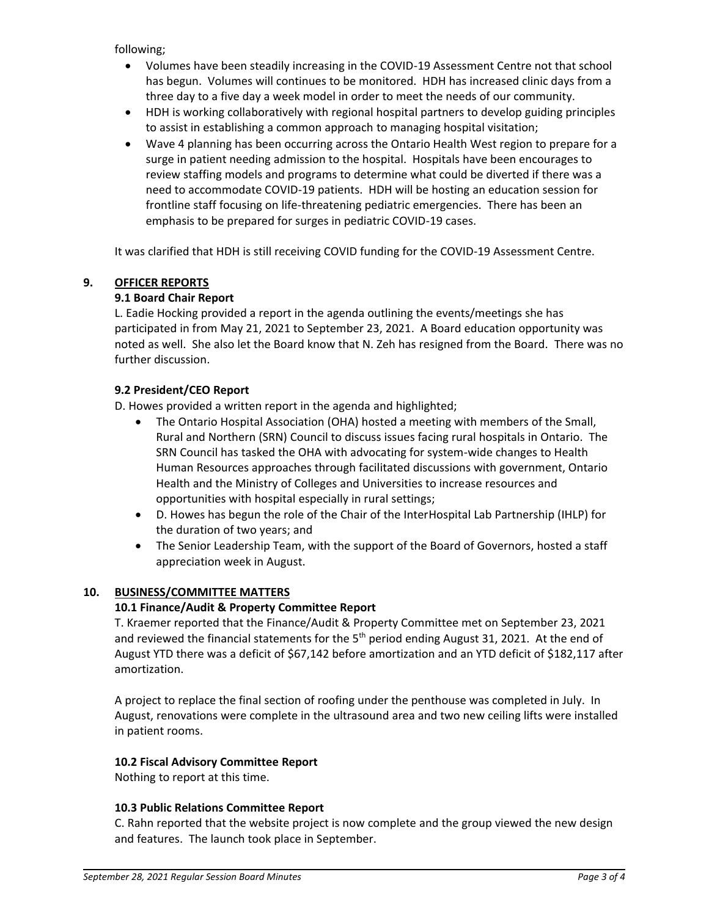following;

- Volumes have been steadily increasing in the COVID-19 Assessment Centre not that school has begun. Volumes will continues to be monitored. HDH has increased clinic days from a three day to a five day a week model in order to meet the needs of our community.
- HDH is working collaboratively with regional hospital partners to develop guiding principles to assist in establishing a common approach to managing hospital visitation;
- Wave 4 planning has been occurring across the Ontario Health West region to prepare for a surge in patient needing admission to the hospital. Hospitals have been encourages to review staffing models and programs to determine what could be diverted if there was a need to accommodate COVID-19 patients. HDH will be hosting an education session for frontline staff focusing on life-threatening pediatric emergencies. There has been an emphasis to be prepared for surges in pediatric COVID-19 cases.

It was clarified that HDH is still receiving COVID funding for the COVID-19 Assessment Centre.

## 9. OFFICER REPORTS

### 9.1 Board Chair Report

L. Eadie Hocking provided a report in the agenda outlining the events/meetings she has participated in from May 21, 2021 to September 23, 2021. A Board education opportunity was noted as well. She also let the Board know that N. Zeh has resigned from the Board. There was no further discussion.

### 9.2 President/CEO Report

D. Howes provided a written report in the agenda and highlighted;

- The Ontario Hospital Association (OHA) hosted a meeting with members of the Small, Rural and Northern (SRN) Council to discuss issues facing rural hospitals in Ontario. The SRN Council has tasked the OHA with advocating for system-wide changes to Health Human Resources approaches through facilitated discussions with government, Ontario Health and the Ministry of Colleges and Universities to increase resources and opportunities with hospital especially in rural settings;
- D. Howes has begun the role of the Chair of the InterHospital Lab Partnership (IHLP) for the duration of two years; and
- The Senior Leadership Team, with the support of the Board of Governors, hosted a staff appreciation week in August.

## 10. BUSINESS/COMMITTEE MATTERS

### 10.1 Finance/Audit & Property Committee Report

T. Kraemer reported that the Finance/Audit & Property Committee met on September 23, 2021 and reviewed the financial statements for the 5th period ending August 31, 2021. At the end of August YTD there was a deficit of $67,142 before amortization and an YTD deficit of $182,117 after amortization.

A project to replace the final section of roofing under the penthouse was completed in July. In August, renovations were complete in the ultrasound area and two new ceiling lifts were installed in patient rooms.

### 10.2 Fiscal Advisory Committee Report

Nothing to report at this time.

### 10.3 Public Relations Committee Report

C. Rahn reported that the website project is now complete and the group viewed the new design and features. The launch took place in September.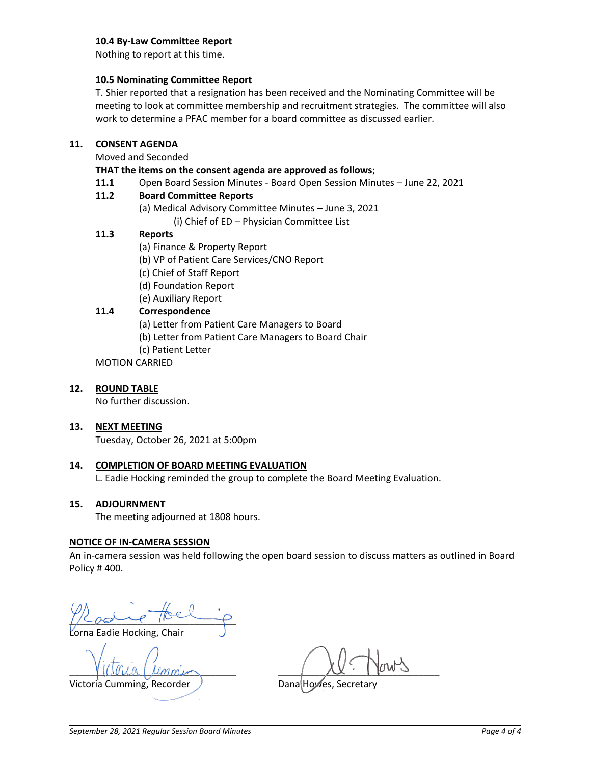**10.4 By-Law Committee Report**

Nothing to report at this time.

**10.5 Nominating Committee Report**

T. Shier reported that a resignation has been received and the Nominating Committee will be meeting to look at committee membership and recruitment strategies. The committee will also work to determine a PFAC member for a board committee as discussed earlier.

## 11. CONSENT AGENDA

Moved and Seconded

**THAT the items on the consent agenda are approved as follows**;

**11.1** Open Board Session Minutes - Board Open Session Minutes – June 22, 2021

**11.2** **Board Committee Reports**

- (a) Medical Advisory Committee Minutes – June 3, 2021
  - (i) Chief of ED – Physician Committee List

**11.3** **Reports**

- (a) Finance & Property Report
- (b) VP of Patient Care Services/CNO Report
- (c) Chief of Staff Report
- (d) Foundation Report
- (e) Auxiliary Report

**11.4** **Correspondence**

- (a) Letter from Patient Care Managers to Board
- (b) Letter from Patient Care Managers to Board Chair
- (c) Patient Letter

MOTION CARRIED

## 12. ROUND TABLE

No further discussion.

## 13. NEXT MEETING

Tuesday, October 26, 2021 at 5:00pm

## 14. COMPLETION OF BOARD MEETING EVALUATION

L. Eadie Hocking reminded the group to complete the Board Meeting Evaluation.

## 15. ADJOURNMENT

The meeting adjourned at 1808 hours.

## NOTICE OF IN-CAMERA SESSION

An in-camera session was held following the open board session to discuss matters as outlined in Board Policy # 400.

Lorna Eadie Hocking, Chair

Victoria Cumming, Recorder

Dana Howes, Secretary